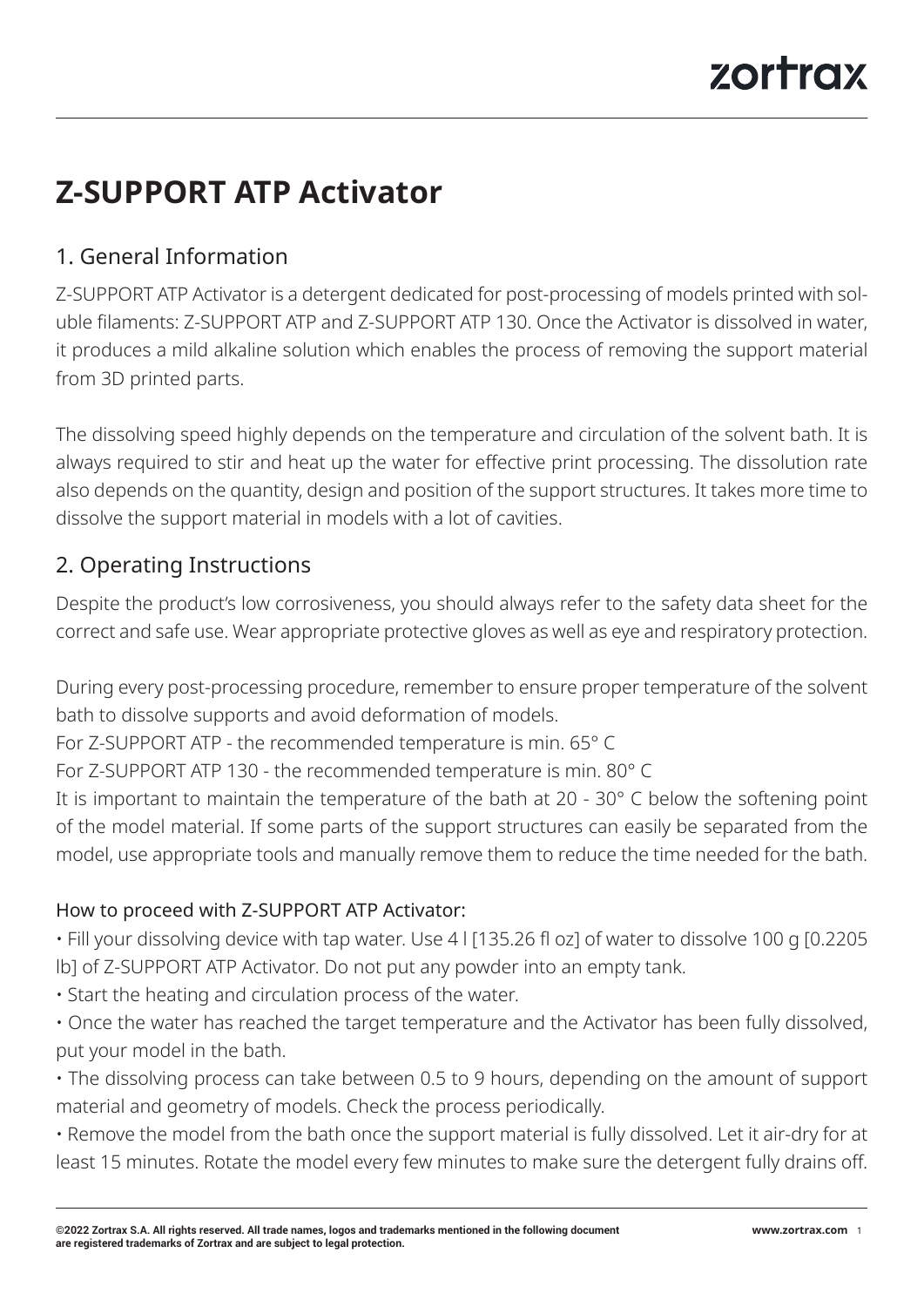# Z-SUPPORT ATP Activator

## 1. General Information

Z-SUPPORT ATP Activator is a detergent dedicated for post-processing of models printed with soluble filaments: Z-SUPPORT ATP and Z-SUPPORT ATP 130. Once the Activator is dissolved in water, it produces a mild alkaline solution which enables the process of removing the support material from 3D printed parts.

The dissolving speed highly depends on the temperature and circulation of the solvent bath. It is always required to stir and heat up the water for effective print processing. The dissolution rate also depends on the quantity, design and position of the support structures. It takes more time to dissolve the support material in models with a lot of cavities.

## 2. Operating Instructions

Despite the product's low corrosiveness, you should always refer to the safety data sheet for the correct and safe use. Wear appropriate protective gloves as well as eye and respiratory protection.

During every post-processing procedure, remember to ensure proper temperature of the solvent bath to dissolve supports and avoid deformation of models.
For Z-SUPPORT ATP - the recommended temperature is min. 65° C
For Z-SUPPORT ATP 130 - the recommended temperature is min. 80° C
It is important to maintain the temperature of the bath at 20 - 30° C below the softening point of the model material. If some parts of the support structures can easily be separated from the model, use appropriate tools and manually remove them to reduce the time needed for the bath.

### How to proceed with Z-SUPPORT ATP Activator:

- Fill your dissolving device with tap water. Use 4 l [135.26 fl oz] of water to dissolve 100 g [0.2205 lb] of Z-SUPPORT ATP Activator. Do not put any powder into an empty tank.
- Start the heating and circulation process of the water.
- Once the water has reached the target temperature and the Activator has been fully dissolved, put your model in the bath.
- The dissolving process can take between 0.5 to 9 hours, depending on the amount of support material and geometry of models. Check the process periodically.
- Remove the model from the bath once the support material is fully dissolved. Let it air-dry for at least 15 minutes. Rotate the model every few minutes to make sure the detergent fully drains off.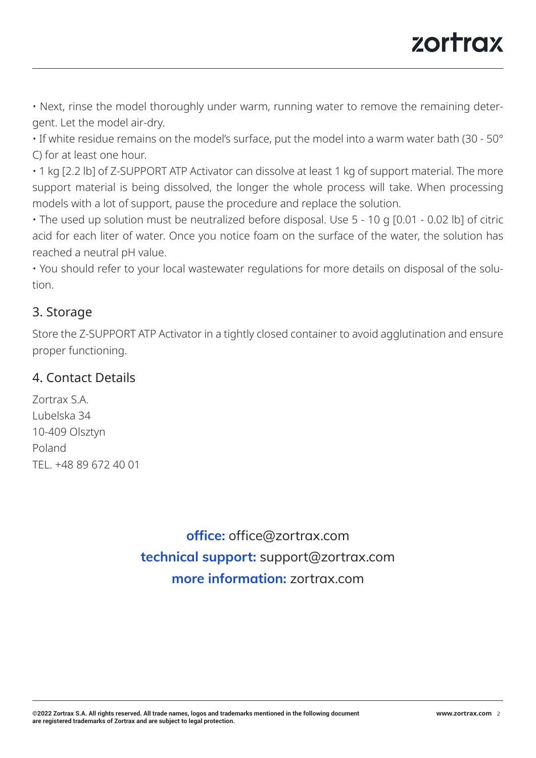- Next, rinse the model thoroughly under warm, running water to remove the remaining detergent. Let the model air-dry.
- If white residue remains on the model's surface, put the model into a warm water bath (30 - 50° C) for at least one hour.
- 1 kg [2.2 lb] of Z-SUPPORT ATP Activator can dissolve at least 1 kg of support material. The more support material is being dissolved, the longer the whole process will take. When processing models with a lot of support, pause the procedure and replace the solution.
- The used up solution must be neutralized before disposal. Use 5 - 10 g [0.01 - 0.02 lb] of citric acid for each liter of water. Once you notice foam on the surface of the water, the solution has reached a neutral pH value.
- You should refer to your local wastewater regulations for more details on disposal of the solution.

## 3. Storage

Store the Z-SUPPORT ATP Activator in a tightly closed container to avoid agglutination and ensure proper functioning.

## 4. Contact Details

Zortrax S.A.
Lubelska 34
10-409 Olsztyn
Poland
TEL. +48 89 672 40 01

**office:** office@zortrax.com
**technical support:** support@zortrax.com
**more information:** zortrax.com

**©2022 Zortrax S.A. All rights reserved. All trade names, logos and trademarks mentioned in the following document are registered trademarks of Zortrax and are subject to legal protection.**